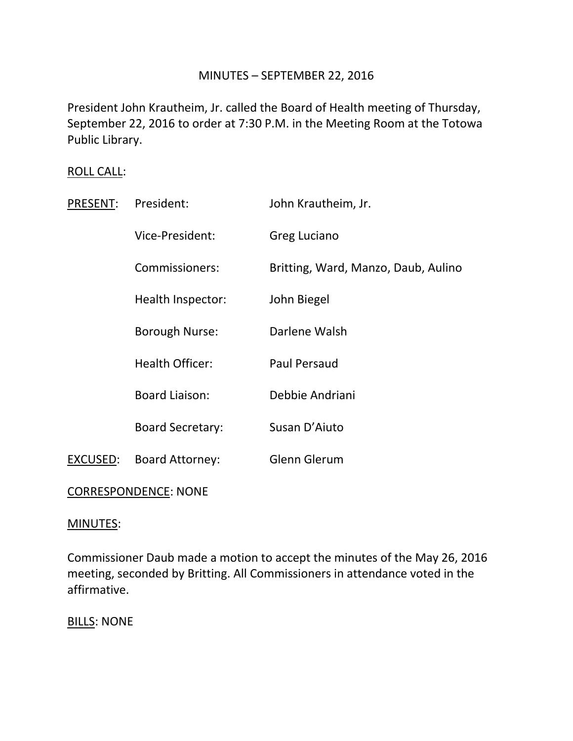# MINUTES – SEPTEMBER 22, 2016

President John Krautheim, Jr. called the Board of Health meeting of Thursday, September 22, 2016 to order at 7:30 P.M. in the Meeting Room at the Totowa Public Library.

<u>ROLL CALL</u>:

| | | |
|---|---|---|
| <u>PRESENT</u>: | President: | John Krautheim, Jr. |
| | Vice-President: | Greg Luciano |
| | Commissioners: | Britting, Ward, Manzo, Daub, Aulino |
| | Health Inspector: | John Biegel |
| | Borough Nurse: | Darlene Walsh |
| | Health Officer: | Paul Persaud |
| | Board Liaison: | Debbie Andriani |
| | Board Secretary: | Susan D'Aiuto |
| <u>EXCUSED</u>: | Board Attorney: | Glenn Glerum |

<u>CORRESPONDENCE</u>: NONE

<u>MINUTES</u>:

Commissioner Daub made a motion to accept the minutes of the May 26, 2016 meeting, seconded by Britting. All Commissioners in attendance voted in the affirmative.

<u>BILLS</u>: NONE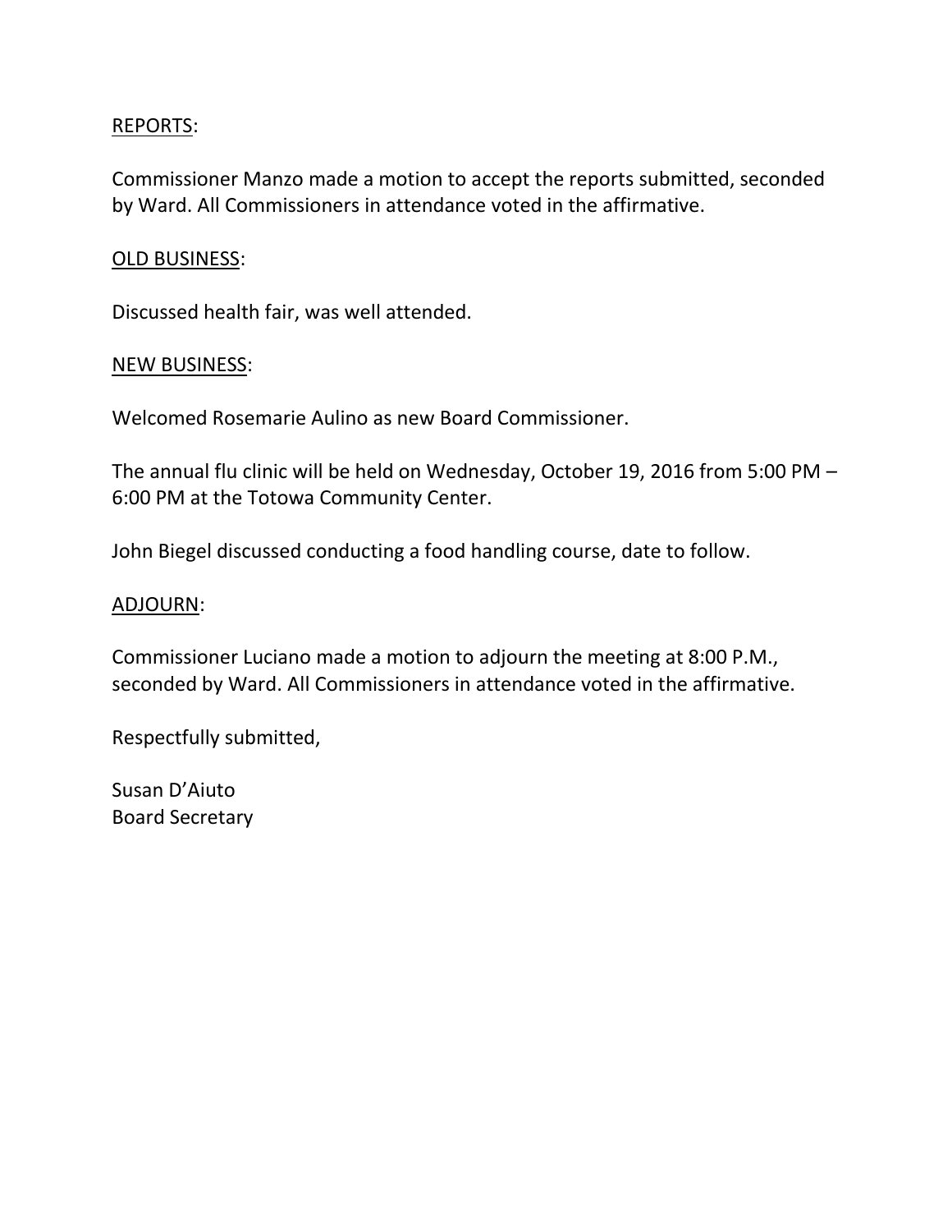<u>REPORTS</u>:

Commissioner Manzo made a motion to accept the reports submitted, seconded by Ward. All Commissioners in attendance voted in the affirmative.

<u>OLD BUSINESS</u>:

Discussed health fair, was well attended.

<u>NEW BUSINESS</u>:

Welcomed Rosemarie Aulino as new Board Commissioner.

The annual flu clinic will be held on Wednesday, October 19, 2016 from 5:00 PM – 6:00 PM at the Totowa Community Center.

John Biegel discussed conducting a food handling course, date to follow.

<u>ADJOURN</u>:

Commissioner Luciano made a motion to adjourn the meeting at 8:00 P.M., seconded by Ward. All Commissioners in attendance voted in the affirmative.

Respectfully submitted,

Susan D'Aiuto
Board Secretary